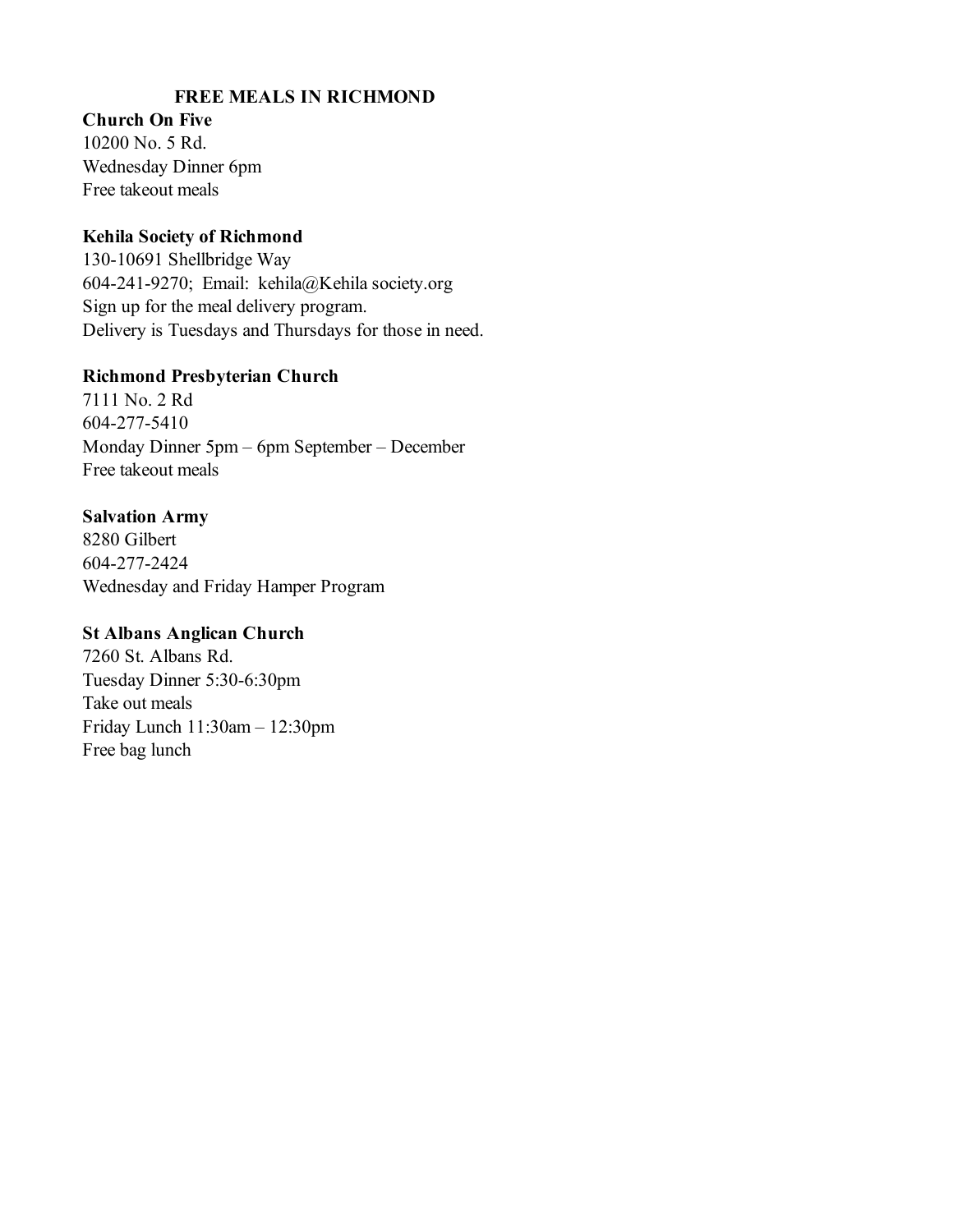# FREE MEALS IN RICHMOND

**Church On Five**
10200 No. 5 Rd.
Wednesday Dinner 6pm
Free takeout meals

**Kehila Society of Richmond**
130-10691 Shellbridge Way
604-241-9270; Email: kehila@Kehila society.org
Sign up for the meal delivery program.
Delivery is Tuesdays and Thursdays for those in need.

**Richmond Presbyterian Church**
7111 No. 2 Rd
604-277-5410
Monday Dinner 5pm – 6pm September – December
Free takeout meals

**Salvation Army**
8280 Gilbert
604-277-2424
Wednesday and Friday Hamper Program

**St Albans Anglican Church**
7260 St. Albans Rd.
Tuesday Dinner 5:30-6:30pm
Take out meals
Friday Lunch 11:30am – 12:30pm
Free bag lunch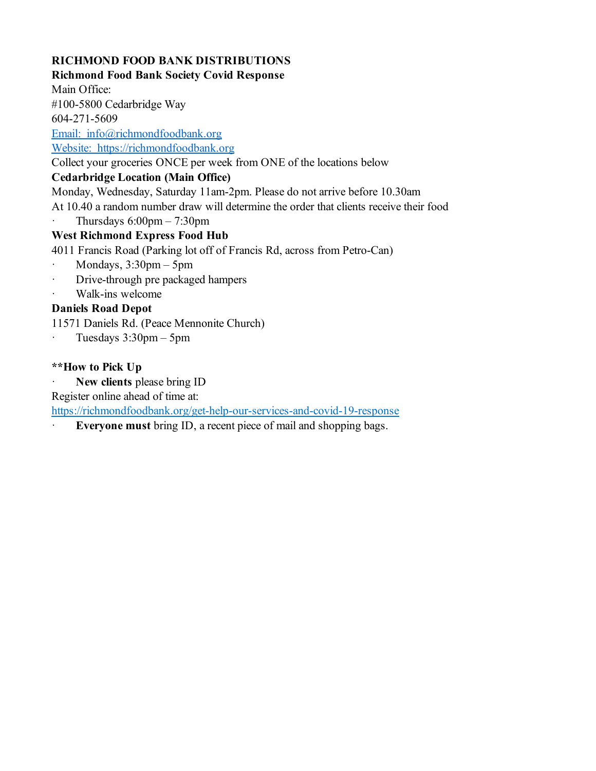**RICHMOND FOOD BANK DISTRIBUTIONS**

**Richmond Food Bank Society Covid Response**

Main Office:
#100-5800 Cedarbridge Way
604-271-5609
Email: info@richmondfoodbank.org
Website: https://richmondfoodbank.org

Collect your groceries ONCE per week from ONE of the locations below

**Cedarbridge Location (Main Office)**

Monday, Wednesday, Saturday 11am-2pm. Please do not arrive before 10.30am
At 10.40 a random number draw will determine the order that clients receive their food

- Thursdays 6:00pm – 7:30pm

**West Richmond Express Food Hub**

4011 Francis Road (Parking lot off of Francis Rd, across from Petro-Can)

- Mondays, 3:30pm – 5pm
- Drive-through pre packaged hampers
- Walk-ins welcome

**Daniels Road Depot**

11571 Daniels Rd. (Peace Mennonite Church)

- Tuesdays 3:30pm – 5pm

****How to Pick Up**

- **New clients** please bring ID

Register online ahead of time at:
https://richmondfoodbank.org/get-help-our-services-and-covid-19-response

- **Everyone must** bring ID, a recent piece of mail and shopping bags.